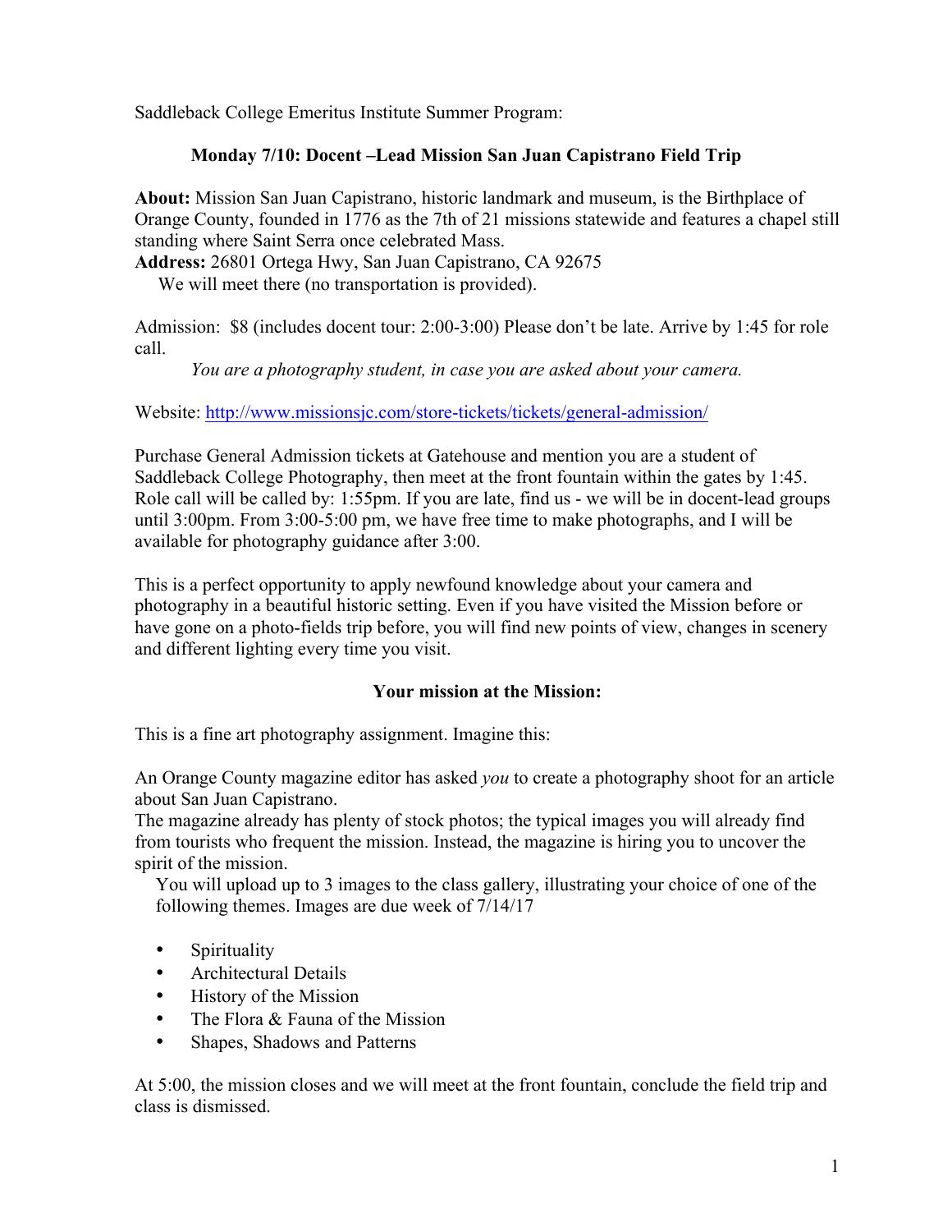Saddleback College Emeritus Institute Summer Program:

## Monday 7/10: Docent –Lead Mission San Juan Capistrano Field Trip

**About:** Mission San Juan Capistrano, historic landmark and museum, is the Birthplace of Orange County, founded in 1776 as the 7th of 21 missions statewide and features a chapel still standing where Saint Serra once celebrated Mass.
**Address:** 26801 Ortega Hwy, San Juan Capistrano, CA 92675
We will meet there (no transportation is provided).

Admission: $8 (includes docent tour: 2:00-3:00) Please don't be late. Arrive by 1:45 for role call.

*You are a photography student, in case you are asked about your camera.*

Website: [http://www.missionsjc.com/store-tickets/tickets/general-admission/](http://www.missionsjc.com/store-tickets/tickets/general-admission/)

Purchase General Admission tickets at Gatehouse and mention you are a student of Saddleback College Photography, then meet at the front fountain within the gates by 1:45. Role call will be called by: 1:55pm. If you are late, find us - we will be in docent-lead groups until 3:00pm. From 3:00-5:00 pm, we have free time to make photographs, and I will be available for photography guidance after 3:00.

This is a perfect opportunity to apply newfound knowledge about your camera and photography in a beautiful historic setting. Even if you have visited the Mission before or have gone on a photo-fields trip before, you will find new points of view, changes in scenery and different lighting every time you visit.

### Your mission at the Mission:

This is a fine art photography assignment. Imagine this:

An Orange County magazine editor has asked *you* to create a photography shoot for an article about San Juan Capistrano.
The magazine already has plenty of stock photos; the typical images you will already find from tourists who frequent the mission. Instead, the magazine is hiring you to uncover the spirit of the mission.
You will upload up to 3 images to the class gallery, illustrating your choice of one of the following themes. Images are due week of 7/14/17

- Spirituality
- Architectural Details
- History of the Mission
- The Flora & Fauna of the Mission
- Shapes, Shadows and Patterns

At 5:00, the mission closes and we will meet at the front fountain, conclude the field trip and class is dismissed.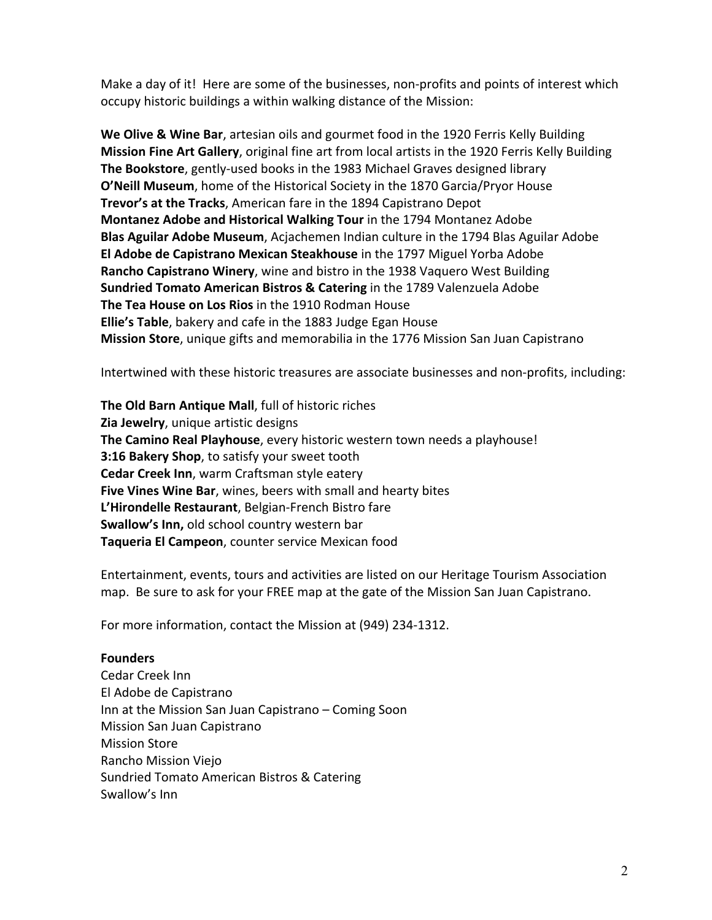Make a day of it! Here are some of the businesses, non-profits and points of interest which occupy historic buildings a within walking distance of the Mission:

**We Olive & Wine Bar**, artesian oils and gourmet food in the 1920 Ferris Kelly Building
**Mission Fine Art Gallery**, original fine art from local artists in the 1920 Ferris Kelly Building
**The Bookstore**, gently-used books in the 1983 Michael Graves designed library
**O'Neill Museum**, home of the Historical Society in the 1870 Garcia/Pryor House
**Trevor's at the Tracks**, American fare in the 1894 Capistrano Depot
**Montanez Adobe and Historical Walking Tour** in the 1794 Montanez Adobe
**Blas Aguilar Adobe Museum**, Acjachemen Indian culture in the 1794 Blas Aguilar Adobe
**El Adobe de Capistrano Mexican Steakhouse** in the 1797 Miguel Yorba Adobe
**Rancho Capistrano Winery**, wine and bistro in the 1938 Vaquero West Building
**Sundried Tomato American Bistros & Catering** in the 1789 Valenzuela Adobe
**The Tea House on Los Rios** in the 1910 Rodman House
**Ellie's Table**, bakery and cafe in the 1883 Judge Egan House
**Mission Store**, unique gifts and memorabilia in the 1776 Mission San Juan Capistrano

Intertwined with these historic treasures are associate businesses and non-profits, including:

**The Old Barn Antique Mall**, full of historic riches
**Zia Jewelry**, unique artistic designs
**The Camino Real Playhouse**, every historic western town needs a playhouse!
**3:16 Bakery Shop**, to satisfy your sweet tooth
**Cedar Creek Inn**, warm Craftsman style eatery
**Five Vines Wine Bar**, wines, beers with small and hearty bites
**L'Hirondelle Restaurant**, Belgian-French Bistro fare
**Swallow's Inn,** old school country western bar
**Taqueria El Campeon**, counter service Mexican food

Entertainment, events, tours and activities are listed on our Heritage Tourism Association map. Be sure to ask for your FREE map at the gate of the Mission San Juan Capistrano.

For more information, contact the Mission at (949) 234-1312.

**Founders**
Cedar Creek Inn
El Adobe de Capistrano
Inn at the Mission San Juan Capistrano – Coming Soon
Mission San Juan Capistrano
Mission Store
Rancho Mission Viejo
Sundried Tomato American Bistros & Catering
Swallow's Inn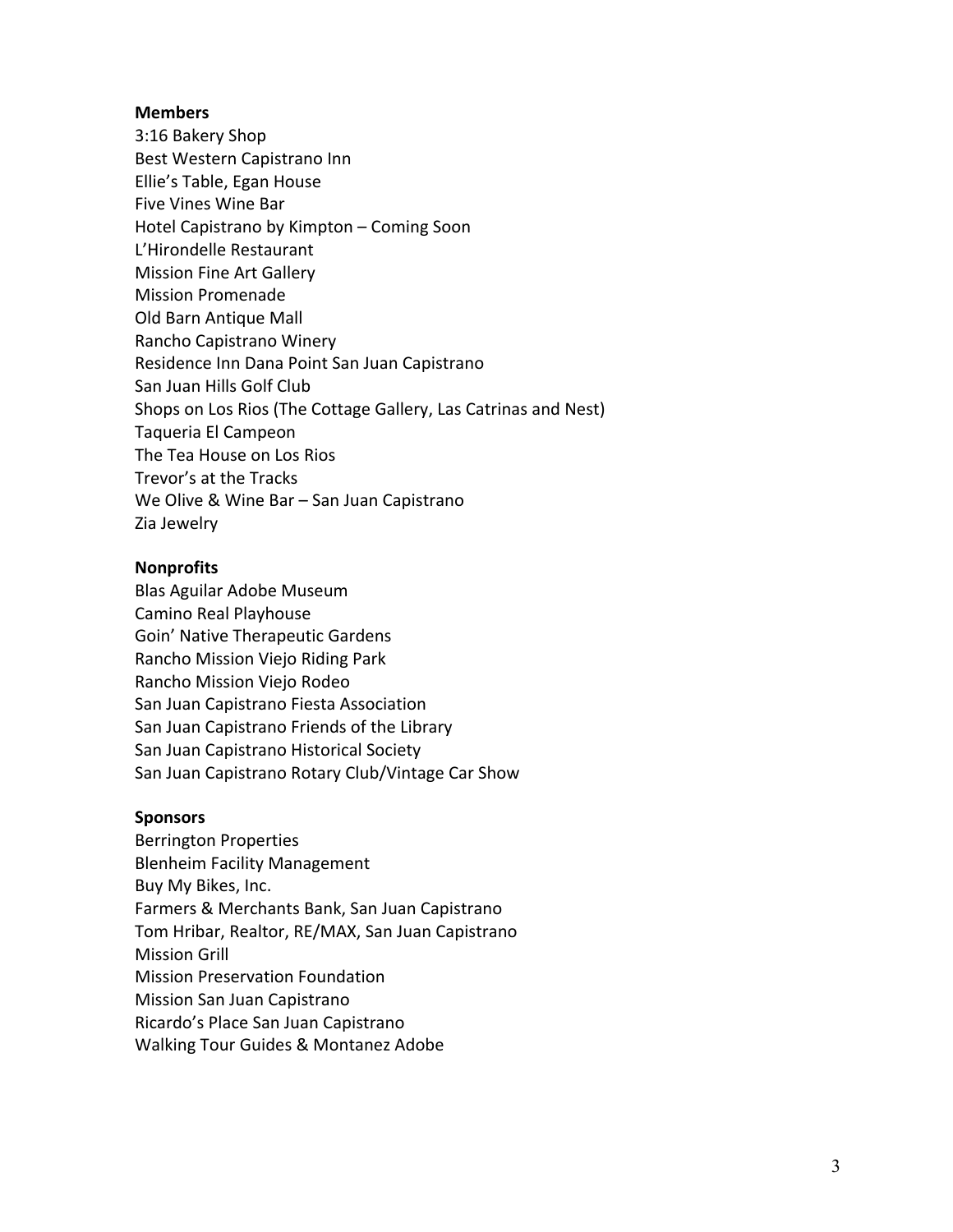**Members**

3:16 Bakery Shop
Best Western Capistrano Inn
Ellie's Table, Egan House
Five Vines Wine Bar
Hotel Capistrano by Kimpton – Coming Soon
L'Hirondelle Restaurant
Mission Fine Art Gallery
Mission Promenade
Old Barn Antique Mall
Rancho Capistrano Winery
Residence Inn Dana Point San Juan Capistrano
San Juan Hills Golf Club
Shops on Los Rios (The Cottage Gallery, Las Catrinas and Nest)
Taqueria El Campeon
The Tea House on Los Rios
Trevor's at the Tracks
We Olive & Wine Bar – San Juan Capistrano
Zia Jewelry

**Nonprofits**

Blas Aguilar Adobe Museum
Camino Real Playhouse
Goin' Native Therapeutic Gardens
Rancho Mission Viejo Riding Park
Rancho Mission Viejo Rodeo
San Juan Capistrano Fiesta Association
San Juan Capistrano Friends of the Library
San Juan Capistrano Historical Society
San Juan Capistrano Rotary Club/Vintage Car Show

**Sponsors**

Berrington Properties
Blenheim Facility Management
Buy My Bikes, Inc.
Farmers & Merchants Bank, San Juan Capistrano
Tom Hribar, Realtor, RE/MAX, San Juan Capistrano
Mission Grill
Mission Preservation Foundation
Mission San Juan Capistrano
Ricardo's Place San Juan Capistrano
Walking Tour Guides & Montanez Adobe